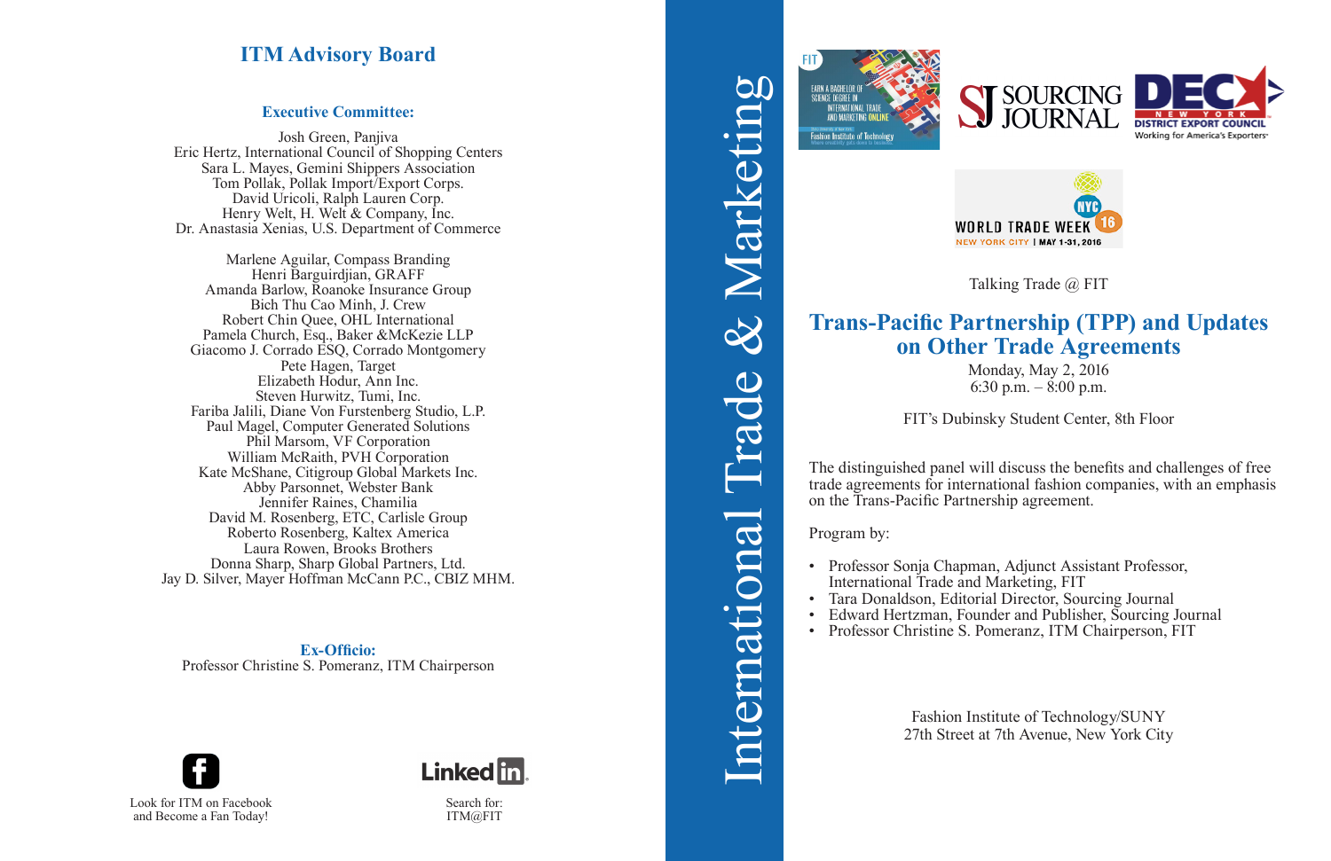## ITM Advisory Board

### Executive Committee:

Josh Green, Panjiva
Eric Hertz, International Council of Shopping Centers
Sara L. Mayes, Gemini Shippers Association
Tom Pollak, Pollak Import/Export Corps.
David Uricoli, Ralph Lauren Corp.
Henry Welt, H. Welt & Company, Inc.
Dr. Anastasia Xenias, U.S. Department of Commerce

Marlene Aguilar, Compass Branding
Henri Barguirdjian, GRAFF
Amanda Barlow, Roanoke Insurance Group
Bich Thu Cao Minh, J. Crew
Robert Chin Quee, OHL International
Pamela Church, Esq., Baker &McKezie LLP
Giacomo J. Corrado ESQ, Corrado Montgomery
Pete Hagen, Target
Elizabeth Hodur, Ann Inc.
Steven Hurwitz, Tumi, Inc.
Fariba Jalili, Diane Von Furstenberg Studio, L.P.
Paul Magel, Computer Generated Solutions
Phil Marsom, VF Corporation
William McRaith, PVH Corporation
Kate McShane, Citigroup Global Markets Inc.
Abby Parsonnet, Webster Bank
Jennifer Raines, Chamilia
David M. Rosenberg, ETC, Carlisle Group
Roberto Rosenberg, Kaltex America
Laura Rowen, Brooks Brothers
Donna Sharp, Sharp Global Partners, Ltd.
Jay D. Silver, Mayer Hoffman McCann P.C., CBIZ MHM.

### Ex-Officio:

Professor Christine S. Pomeranz, ITM Chairperson

Look for ITM on Facebook and Become a Fan Today!

Search for: ITM@FIT

# International Trade & Marketing

Talking Trade @ FIT

## Trans-Pacific Partnership (TPP) and Updates on Other Trade Agreements

Monday, May 2, 2016
6:30 p.m. – 8:00 p.m.

FIT's Dubinsky Student Center, 8th Floor

The distinguished panel will discuss the benefits and challenges of free trade agreements for international fashion companies, with an emphasis on the Trans-Pacific Partnership agreement.

Program by:

- Professor Sonja Chapman, Adjunct Assistant Professor, International Trade and Marketing, FIT
- Tara Donaldson, Editorial Director, Sourcing Journal
- Edward Hertzman, Founder and Publisher, Sourcing Journal
- Professor Christine S. Pomeranz, ITM Chairperson, FIT

Fashion Institute of Technology/SUNY
27th Street at 7th Avenue, New York City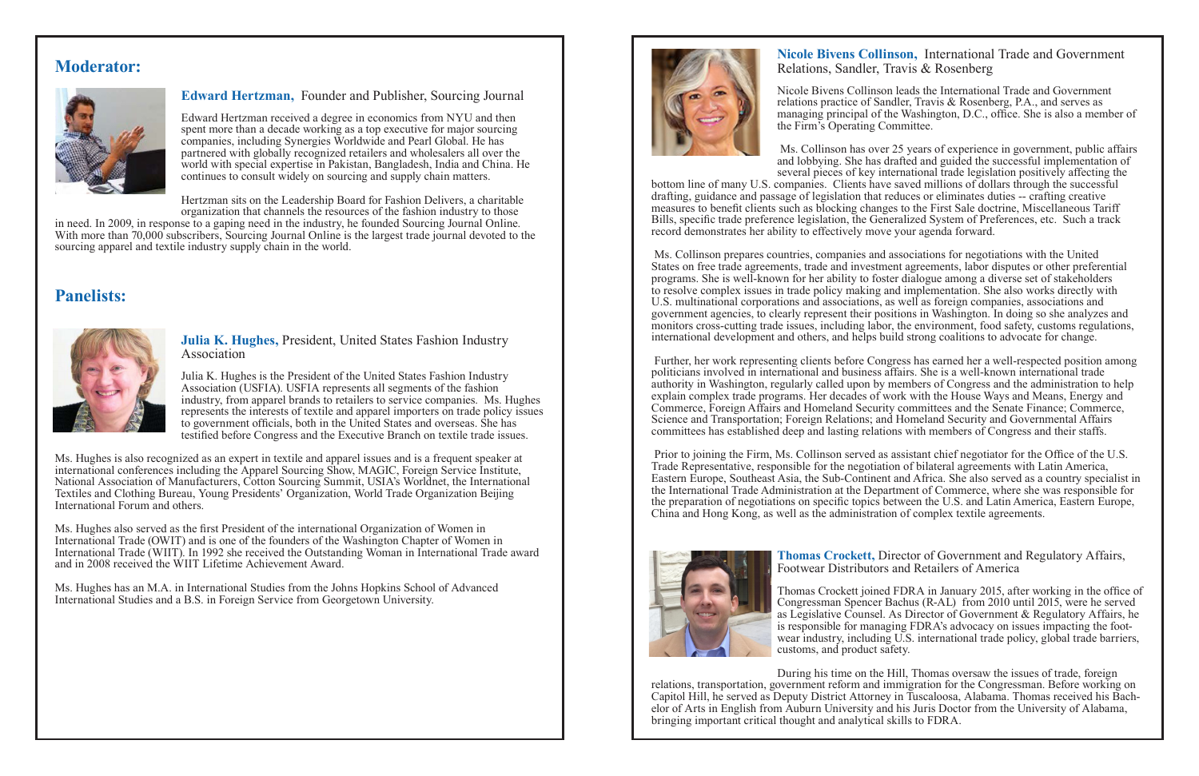## Moderator:

**Edward Hertzman,** Founder and Publisher, Sourcing Journal

Edward Hertzman received a degree in economics from NYU and then spent more than a decade working as a top executive for major sourcing companies, including Synergies Worldwide and Pearl Global. He has partnered with globally recognized retailers and wholesalers all over the world with special expertise in Pakistan, Bangladesh, India and China. He continues to consult widely on sourcing and supply chain matters.

Hertzman sits on the Leadership Board for Fashion Delivers, a charitable organization that channels the resources of the fashion industry to those in need. In 2009, in response to a gaping need in the industry, he founded Sourcing Journal Online. With more than 70,000 subscribers, Sourcing Journal Online is the largest trade journal devoted to the sourcing apparel and textile industry supply chain in the world.

## Panelists:

**Julia K. Hughes,** President, United States Fashion Industry Association

Julia K. Hughes is the President of the United States Fashion Industry Association (USFIA). USFIA represents all segments of the fashion industry, from apparel brands to retailers to service companies. Ms. Hughes represents the interests of textile and apparel importers on trade policy issues to government officials, both in the United States and overseas. She has testified before Congress and the Executive Branch on textile trade issues.

Ms. Hughes is also recognized as an expert in textile and apparel issues and is a frequent speaker at international conferences including the Apparel Sourcing Show, MAGIC, Foreign Service Institute, National Association of Manufacturers, Cotton Sourcing Summit, USIA's Worldnet, the International Textiles and Clothing Bureau, Young Presidents' Organization, World Trade Organization Beijing International Forum and others.

Ms. Hughes also served as the first President of the international Organization of Women in International Trade (OWIT) and is one of the founders of the Washington Chapter of Women in International Trade (WIIT). In 1992 she received the Outstanding Woman in International Trade award and in 2008 received the WIIT Lifetime Achievement Award.

Ms. Hughes has an M.A. in International Studies from the Johns Hopkins School of Advanced International Studies and a B.S. in Foreign Service from Georgetown University.

**Nicole Bivens Collinson,** International Trade and Government Relations, Sandler, Travis & Rosenberg

Nicole Bivens Collinson leads the International Trade and Government relations practice of Sandler, Travis & Rosenberg, P.A., and serves as managing principal of the Washington, D.C., office. She is also a member of the Firm's Operating Committee.

Ms. Collinson has over 25 years of experience in government, public affairs and lobbying. She has drafted and guided the successful implementation of several pieces of key international trade legislation positively affecting the bottom line of many U.S. companies. Clients have saved millions of dollars through the successful drafting, guidance and passage of legislation that reduces or eliminates duties -- crafting creative measures to benefit clients such as blocking changes to the First Sale doctrine, Miscellaneous Tariff Bills, specific trade preference legislation, the Generalized System of Preferences, etc. Such a track record demonstrates her ability to effectively move your agenda forward.

Ms. Collinson prepares countries, companies and associations for negotiations with the United States on free trade agreements, trade and investment agreements, labor disputes or other preferential programs. She is well-known for her ability to foster dialogue among a diverse set of stakeholders to resolve complex issues in trade policy making and implementation. She also works directly with U.S. multinational corporations and associations, as well as foreign companies, associations and government agencies, to clearly represent their positions in Washington. In doing so she analyzes and monitors cross-cutting trade issues, including labor, the environment, food safety, customs regulations, international development and others, and helps build strong coalitions to advocate for change.

Further, her work representing clients before Congress has earned her a well-respected position among politicians involved in international and business affairs. She is a well-known international trade authority in Washington, regularly called upon by members of Congress and the administration to help explain complex trade programs. Her decades of work with the House Ways and Means, Energy and Commerce, Foreign Affairs and Homeland Security committees and the Senate Finance; Commerce, Science and Transportation; Foreign Relations; and Homeland Security and Governmental Affairs committees has established deep and lasting relations with members of Congress and their staffs.

Prior to joining the Firm, Ms. Collinson served as assistant chief negotiator for the Office of the U.S. Trade Representative, responsible for the negotiation of bilateral agreements with Latin America, Eastern Europe, Southeast Asia, the Sub-Continent and Africa. She also served as a country specialist in the International Trade Administration at the Department of Commerce, where she was responsible for the preparation of negotiations on specific topics between the U.S. and Latin America, Eastern Europe, China and Hong Kong, as well as the administration of complex textile agreements.

**Thomas Crockett,** Director of Government and Regulatory Affairs, Footwear Distributors and Retailers of America

Thomas Crockett joined FDRA in January 2015, after working in the office of Congressman Spencer Bachus (R-AL) from 2010 until 2015, were he served as Legislative Counsel. As Director of Government & Regulatory Affairs, he is responsible for managing FDRA's advocacy on issues impacting the footwear industry, including U.S. international trade policy, global trade barriers, customs, and product safety.

During his time on the Hill, Thomas oversaw the issues of trade, foreign relations, transportation, government reform and immigration for the Congressman. Before working on Capitol Hill, he served as Deputy District Attorney in Tuscaloosa, Alabama. Thomas received his Bachelor of Arts in English from Auburn University and his Juris Doctor from the University of Alabama, bringing important critical thought and analytical skills to FDRA.